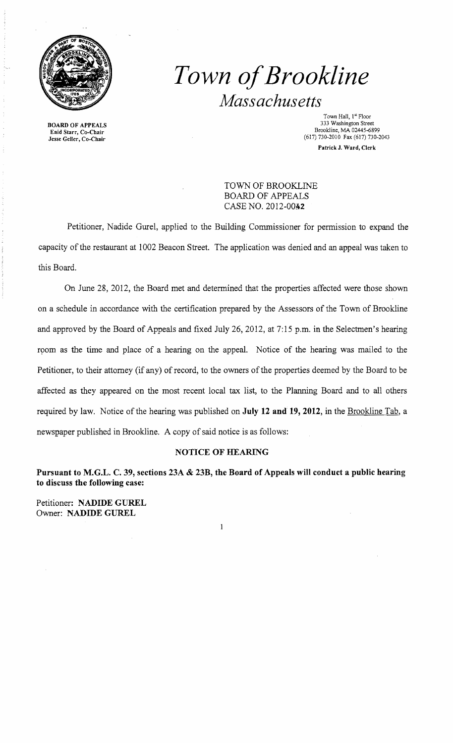# *Town of Brookline*

*Massachusetts*

BOARD OF APPEALS
Enid Starr, Co-Chair
Jesse Geller, Co-Chair

Town Hall, 1st Floor
333 Washington Street
Brookline, MA 02445-6899
(617) 730-2010 Fax (617) 730-2043

Patrick J. Ward, Clerk

TOWN OF BROOKLINE
BOARD OF APPEALS
CASE NO. 2012-0042

Petitioner, Nadide Gurel, applied to the Building Commissioner for permission to expand the capacity of the restaurant at 1002 Beacon Street. The application was denied and an appeal was taken to this Board.

On June 28, 2012, the Board met and determined that the properties affected were those shown on a schedule in accordance with the certification prepared by the Assessors of the Town of Brookline and approved by the Board of Appeals and fixed July 26, 2012, at 7:15 p.m. in the Selectmen's hearing room as the time and place of a hearing on the appeal. Notice of the hearing was mailed to the Petitioner, to their attorney (if any) of record, to the owners of the properties deemed by the Board to be affected as they appeared on the most recent local tax list, to the Planning Board and to all others required by law. Notice of the hearing was published on **July 12 and 19, 2012**, in the Brookline Tab, a newspaper published in Brookline. A copy of said notice is as follows:

**NOTICE OF HEARING**

**Pursuant to M.G.L. C. 39, sections 23A & 23B, the Board of Appeals will conduct a public hearing to discuss the following case:**

Petitioner: **NADIDE GUREL**
Owner: **NADIDE GUREL**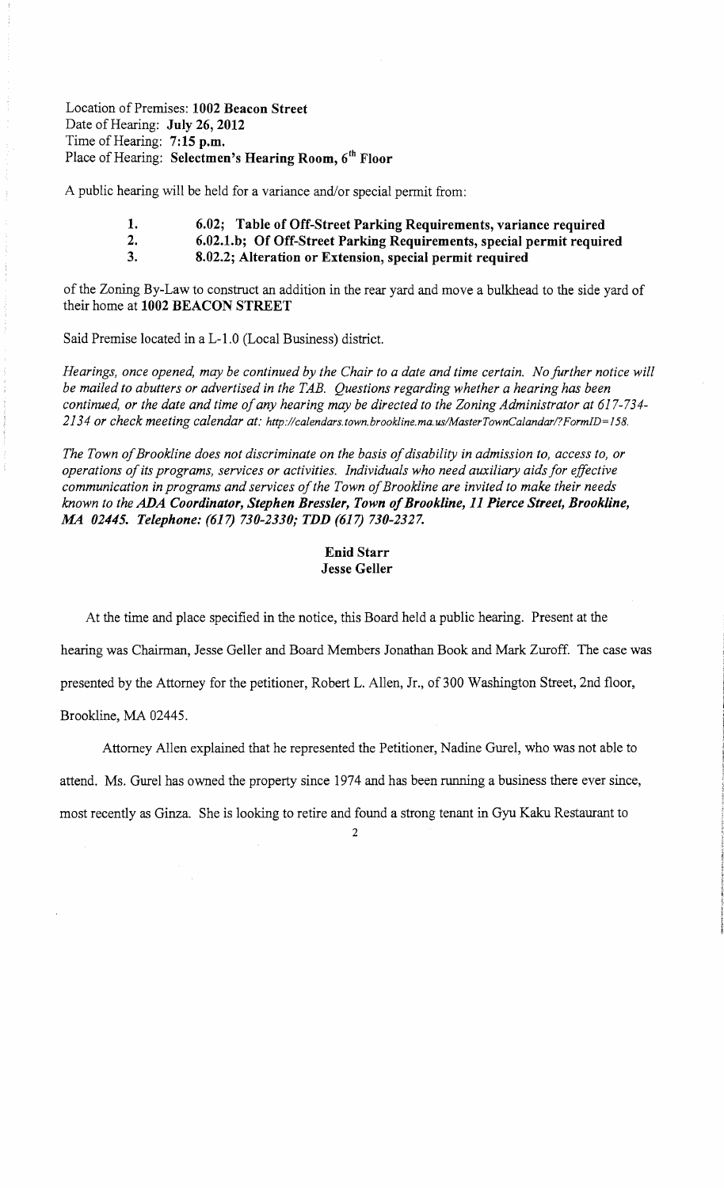Location of Premises: **1002 Beacon Street**
Date of Hearing: **July 26, 2012**
Time of Hearing: **7:15 p.m.**
Place of Hearing: **Selectmen's Hearing Room, 6th Floor**

A public hearing will be held for a variance and/or special permit from:

1. **6.02; Table of Off-Street Parking Requirements, variance required**
2. **6.02.1.b; Of Off-Street Parking Requirements, special permit required**
3. **8.02.2; Alteration or Extension, special permit required**

of the Zoning By-Law to construct an addition in the rear yard and move a bulkhead to the side yard of their home at **1002 BEACON STREET**

Said Premise located in a L-1.0 (Local Business) district.

*Hearings, once opened, may be continued by the Chair to a date and time certain. No further notice will be mailed to abutters or advertised in the TAB. Questions regarding whether a hearing has been continued, or the date and time of any hearing may be directed to the Zoning Administrator at 617-734-2134 or check meeting calendar at: http://calendars.town.brookline.ma.us/MasterTownCalandar/?FormID=158.*

*The Town of Brookline does not discriminate on the basis of disability in admission to, access to, or operations of its programs, services or activities. Individuals who need auxiliary aids for effective communication in programs and services of the Town of Brookline are invited to make their needs known to the* ***ADA Coordinator, Stephen Bressler, Town of Brookline, 11 Pierce Street, Brookline, MA 02445. Telephone: (617) 730-2330; TDD (617) 730-2327.***

**Enid Starr**
**Jesse Geller**

At the time and place specified in the notice, this Board held a public hearing. Present at the hearing was Chairman, Jesse Geller and Board Members Jonathan Book and Mark Zuroff. The case was presented by the Attorney for the petitioner, Robert L. Allen, Jr., of 300 Washington Street, 2nd floor, Brookline, MA 02445.

Attorney Allen explained that he represented the Petitioner, Nadine Gurel, who was not able to attend. Ms. Gurel has owned the property since 1974 and has been running a business there ever since, most recently as Ginza. She is looking to retire and found a strong tenant in Gyu Kaku Restaurant to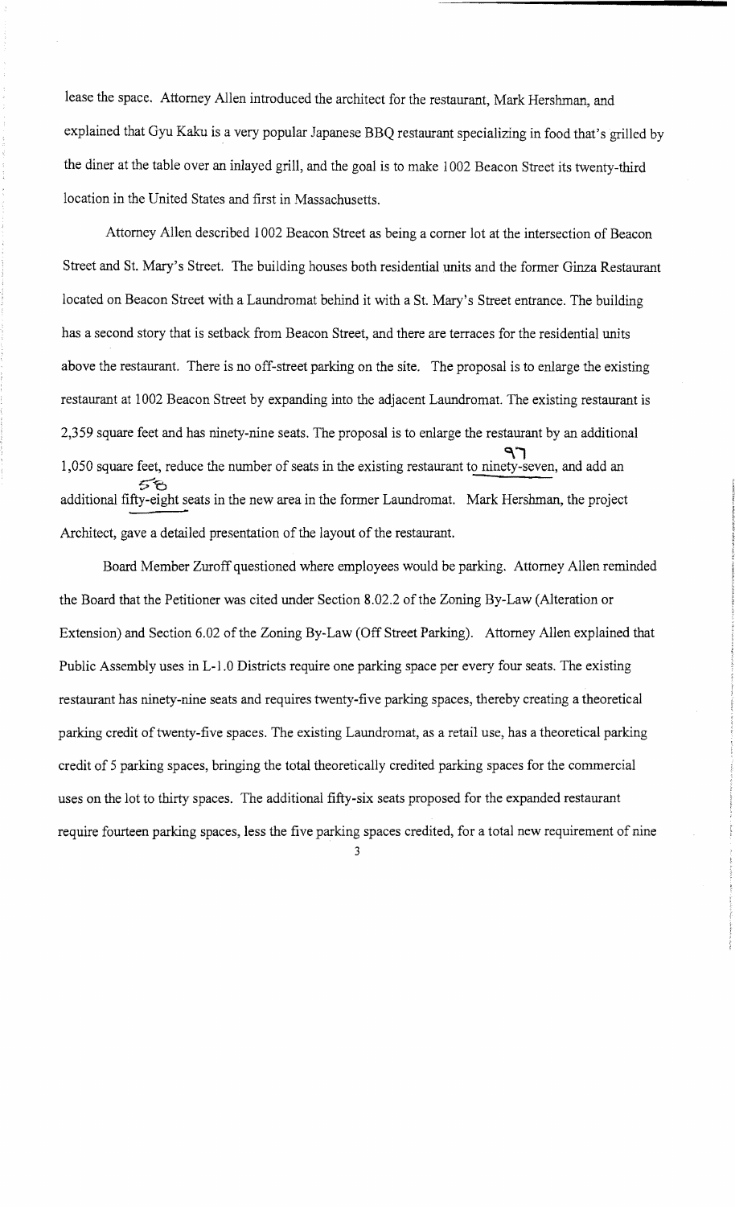lease the space. Attorney Allen introduced the architect for the restaurant, Mark Hershman, and explained that Gyu Kaku is a very popular Japanese BBQ restaurant specializing in food that's grilled by the diner at the table over an inlayed grill, and the goal is to make 1002 Beacon Street its twenty-third location in the United States and first in Massachusetts.

Attorney Allen described 1002 Beacon Street as being a corner lot at the intersection of Beacon Street and St. Mary's Street. The building houses both residential units and the former Ginza Restaurant located on Beacon Street with a Laundromat behind it with a St. Mary's Street entrance. The building has a second story that is setback from Beacon Street, and there are terraces for the residential units above the restaurant. There is no off-street parking on the site. The proposal is to enlarge the existing restaurant at 1002 Beacon Street by expanding into the adjacent Laundromat. The existing restaurant is 2,359 square feet and has ninety-nine seats. The proposal is to enlarge the restaurant by an additional 1,050 square feet, reduce the number of seats in the existing restaurant to ninety-seven (97), and add an additional fifty-eight (58) seats in the new area in the former Laundromat. Mark Hershman, the project Architect, gave a detailed presentation of the layout of the restaurant.

Board Member Zuroff questioned where employees would be parking. Attorney Allen reminded the Board that the Petitioner was cited under Section 8.02.2 of the Zoning By-Law (Alteration or Extension) and Section 6.02 of the Zoning By-Law (Off Street Parking). Attorney Allen explained that Public Assembly uses in L-1.0 Districts require one parking space per every four seats. The existing restaurant has ninety-nine seats and requires twenty-five parking spaces, thereby creating a theoretical parking credit of twenty-five spaces. The existing Laundromat, as a retail use, has a theoretical parking credit of 5 parking spaces, bringing the total theoretically credited parking spaces for the commercial uses on the lot to thirty spaces. The additional fifty-six seats proposed for the expanded restaurant require fourteen parking spaces, less the five parking spaces credited, for a total new requirement of nine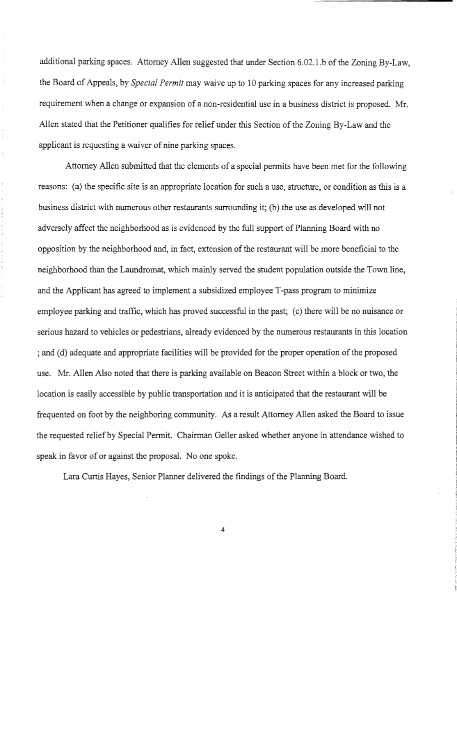additional parking spaces. Attorney Allen suggested that under Section 6.02.1.b of the Zoning By-Law, the Board of Appeals, by *Special Permit* may waive up to 10 parking spaces for any increased parking requirement when a change or expansion of a non-residential use in a business district is proposed. Mr. Allen stated that the Petitioner qualifies for relief under this Section of the Zoning By-Law and the applicant is requesting a waiver of nine parking spaces.

Attorney Allen submitted that the elements of a special permits have been met for the following reasons: (a) the specific site is an appropriate location for such a use, structure, or condition as this is a business district with numerous other restaurants surrounding it; (b) the use as developed will not adversely affect the neighborhood as is evidenced by the full support of Planning Board with no opposition by the neighborhood and, in fact, extension of the restaurant will be more beneficial to the neighborhood than the Laundromat, which mainly served the student population outside the Town line, and the Applicant has agreed to implement a subsidized employee T-pass program to minimize employee parking and traffic, which has proved successful in the past; (c) there will be no nuisance or serious hazard to vehicles or pedestrians, already evidenced by the numerous restaurants in this location ; and (d) adequate and appropriate facilities will be provided for the proper operation of the proposed use. Mr. Allen Also noted that there is parking available on Beacon Street within a block or two, the location is easily accessible by public transportation and it is anticipated that the restaurant will be frequented on foot by the neighboring community. As a result Attorney Allen asked the Board to issue the requested relief by Special Permit. Chairman Geller asked whether anyone in attendance wished to speak in favor of or against the proposal. No one spoke.

Lara Curtis Hayes, Senior Planner delivered the findings of the Planning Board.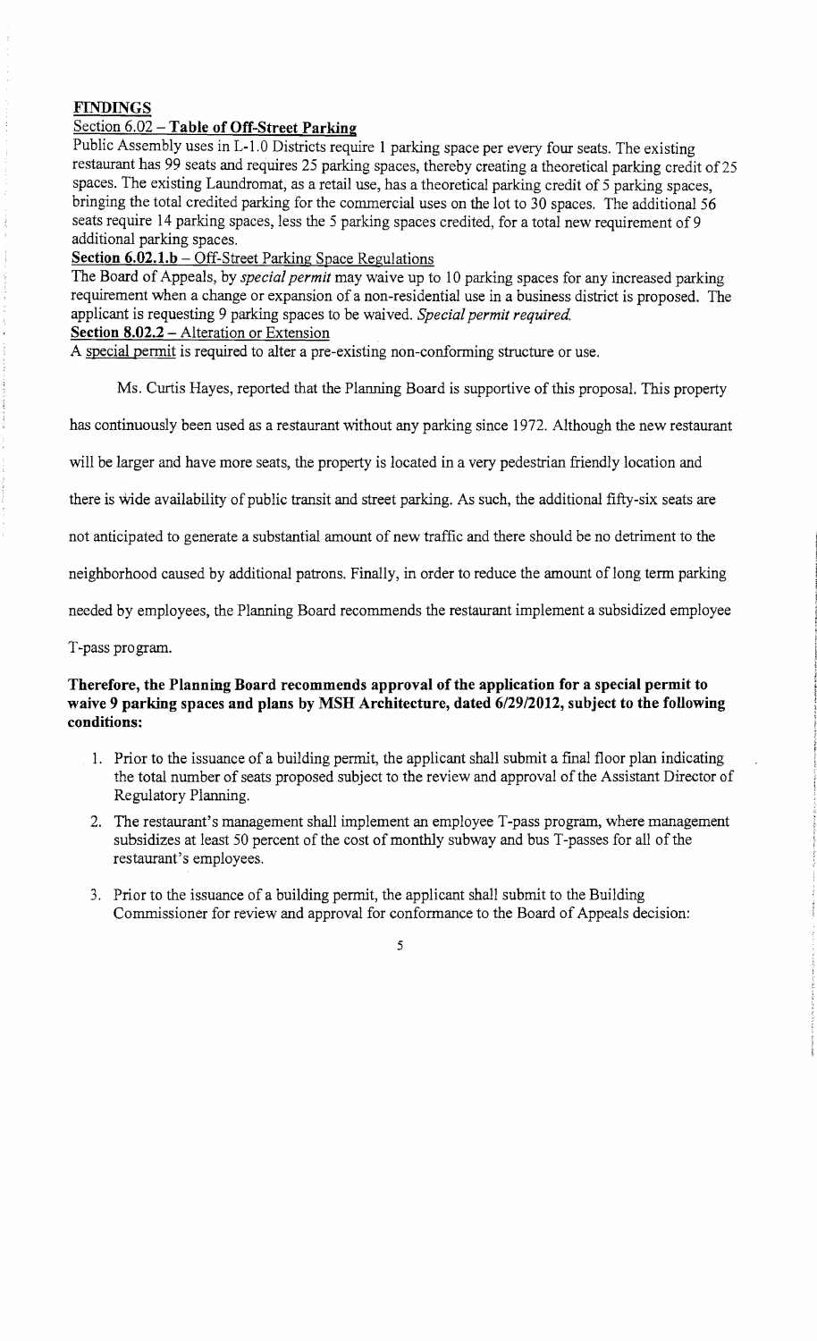**FINDINGS**

Section 6.02 – **Table of Off-Street Parking**

Public Assembly uses in L-1.0 Districts require 1 parking space per every four seats. The existing restaurant has 99 seats and requires 25 parking spaces, thereby creating a theoretical parking credit of 25 spaces. The existing Laundromat, as a retail use, has a theoretical parking credit of 5 parking spaces, bringing the total credited parking for the commercial uses on the lot to 30 spaces. The additional 56 seats require 14 parking spaces, less the 5 parking spaces credited, for a total new requirement of 9 additional parking spaces.

**Section 6.02.1.b** – Off-Street Parking Space Regulations

The Board of Appeals, by *special permit* may waive up to 10 parking spaces for any increased parking requirement when a change or expansion of a non-residential use in a business district is proposed. The applicant is requesting 9 parking spaces to be waived. *Special permit required.*

**Section 8.02.2** – Alteration or Extension

A special permit is required to alter a pre-existing non-conforming structure or use.

Ms. Curtis Hayes, reported that the Planning Board is supportive of this proposal. This property has continuously been used as a restaurant without any parking since 1972. Although the new restaurant will be larger and have more seats, the property is located in a very pedestrian friendly location and there is wide availability of public transit and street parking. As such, the additional fifty-six seats are not anticipated to generate a substantial amount of new traffic and there should be no detriment to the neighborhood caused by additional patrons. Finally, in order to reduce the amount of long term parking needed by employees, the Planning Board recommends the restaurant implement a subsidized employee T-pass program.

**Therefore, the Planning Board recommends approval of the application for a special permit to waive 9 parking spaces and plans by MSH Architecture, dated 6/29/2012, subject to the following conditions:**

1. Prior to the issuance of a building permit, the applicant shall submit a final floor plan indicating the total number of seats proposed subject to the review and approval of the Assistant Director of Regulatory Planning.
2. The restaurant's management shall implement an employee T-pass program, where management subsidizes at least 50 percent of the cost of monthly subway and bus T-passes for all of the restaurant's employees.
3. Prior to the issuance of a building permit, the applicant shall submit to the Building Commissioner for review and approval for conformance to the Board of Appeals decision: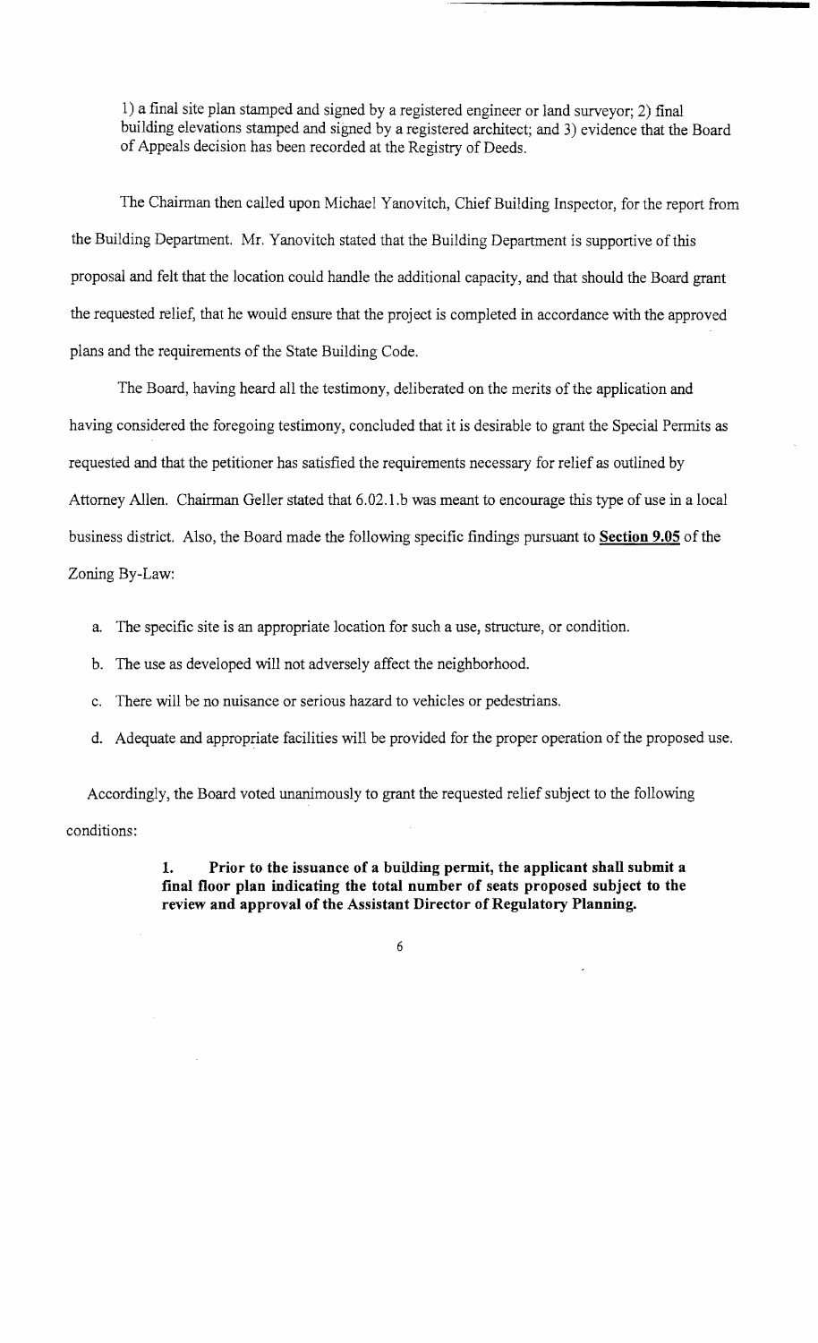1) a final site plan stamped and signed by a registered engineer or land surveyor; 2) final building elevations stamped and signed by a registered architect; and 3) evidence that the Board of Appeals decision has been recorded at the Registry of Deeds.

The Chairman then called upon Michael Yanovitch, Chief Building Inspector, for the report from the Building Department. Mr. Yanovitch stated that the Building Department is supportive of this proposal and felt that the location could handle the additional capacity, and that should the Board grant the requested relief, that he would ensure that the project is completed in accordance with the approved plans and the requirements of the State Building Code.

The Board, having heard all the testimony, deliberated on the merits of the application and having considered the foregoing testimony, concluded that it is desirable to grant the Special Permits as requested and that the petitioner has satisfied the requirements necessary for relief as outlined by Attorney Allen. Chairman Geller stated that 6.02.1.b was meant to encourage this type of use in a local business district. Also, the Board made the following specific findings pursuant to **Section 9.05** of the Zoning By-Law:

a. The specific site is an appropriate location for such a use, structure, or condition.

b. The use as developed will not adversely affect the neighborhood.

c. There will be no nuisance or serious hazard to vehicles or pedestrians.

d. Adequate and appropriate facilities will be provided for the proper operation of the proposed use.

Accordingly, the Board voted unanimously to grant the requested relief subject to the following conditions:

> **1. Prior to the issuance of a building permit, the applicant shall submit a final floor plan indicating the total number of seats proposed subject to the review and approval of the Assistant Director of Regulatory Planning.**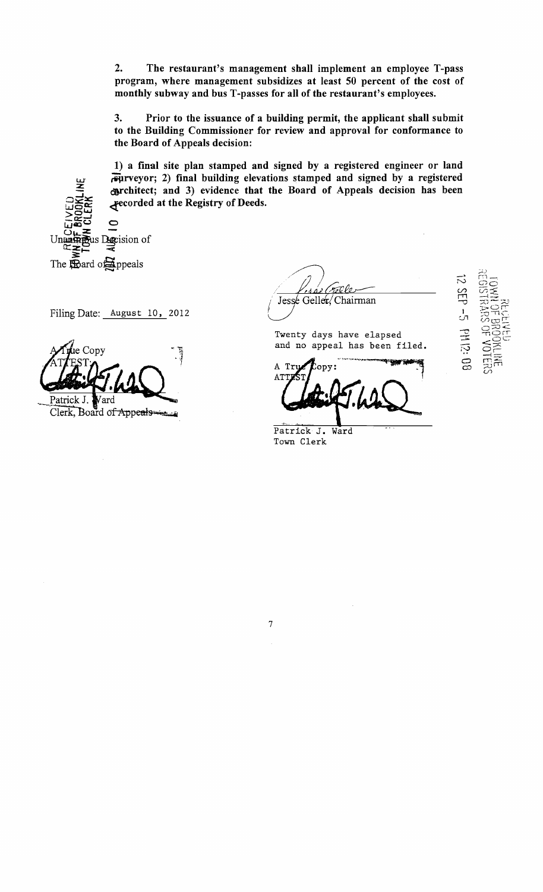**2. The restaurant's management shall implement an employee T-pass program, where management subsidizes at least 50 percent of the cost of monthly subway and bus T-passes for all of the restaurant's employees.**

**3. Prior to the issuance of a building permit, the applicant shall submit to the Building Commissioner for review and approval for conformance to the Board of Appeals decision:**

**1) a final site plan stamped and signed by a registered engineer or land surveyor; 2) final building elevations stamped and signed by a registered architect; and 3) evidence that the Board of Appeals decision has been recorded at the Registry of Deeds.**

RECEIVED
TOWN OF BROOKLINE
TOWN CLERK
2012 AUG 10

Unanimous Decision of
The Board of Appeals

Filing Date: August 10, 2012

A True Copy
ATTEST:
Patrick J. Ward
Clerk, Board of Appeals

Jesse Geller, Chairman

Twenty days have elapsed and no appeal has been filed.

A True Copy:
ATTEST
Patrick J. Ward
Town Clerk

RECEIVED
TOWN OF BROOKLINE
REGISTRARS OF VOTERS
12 SEP -5 PM 12:08